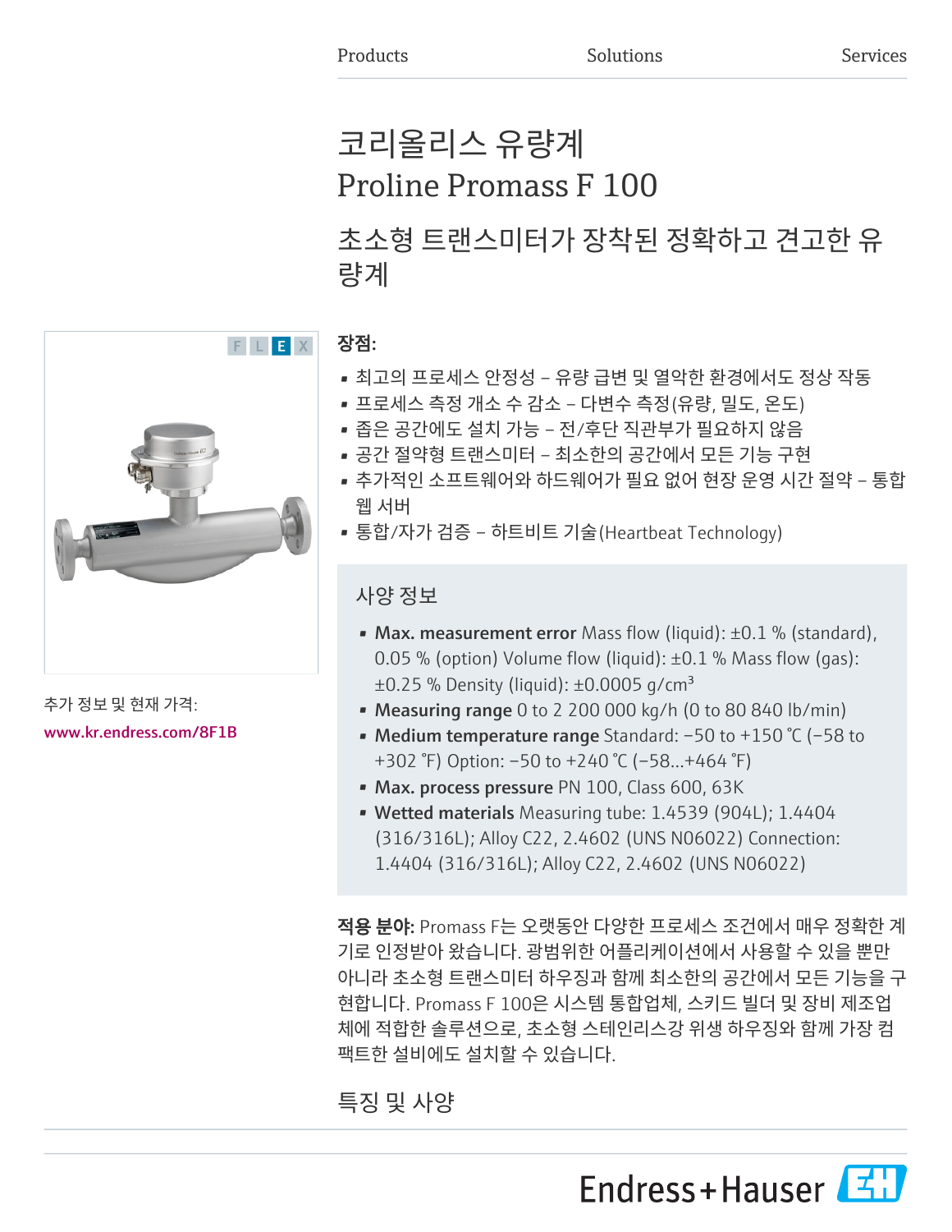# 코리올리스 유량계
# Proline Promass F 100

## 초소형 트랜스미터가 장착된 정확하고 견고한 유량계

F L E X

추가 정보 및 현재 가격:
www.kr.endress.com/8F1B

**장점:**

- 최고의 프로세스 안정성 – 유량 급변 및 열악한 환경에서도 정상 작동
- 프로세스 측정 개소 수 감소 – 다변수 측정(유량, 밀도, 온도)
- 좁은 공간에도 설치 가능 – 전/후단 직관부가 필요하지 않음
- 공간 절약형 트랜스미터 – 최소한의 공간에서 모든 기능 구현
- 추가적인 소프트웨어와 하드웨어가 필요 없어 현장 운영 시간 절약 – 통합 웹 서버
- 통합/자가 검증 – 하트비트 기술(Heartbeat Technology)

### 사양 정보

- **Max. measurement error** Mass flow (liquid): ±0.1 % (standard), 0.05 % (option) Volume flow (liquid): ±0.1 % Mass flow (gas): ±0.25 % Density (liquid): ±0.0005 g/cm³
- **Measuring range** 0 to 2 200 000 kg/h (0 to 80 840 lb/min)
- **Medium temperature range** Standard: –50 to +150 °C (–58 to +302 °F) Option: –50 to +240 °C (–58...+464 °F)
- **Max. process pressure** PN 100, Class 600, 63K
- **Wetted materials** Measuring tube: 1.4539 (904L); 1.4404 (316/316L); Alloy C22, 2.4602 (UNS N06022) Connection: 1.4404 (316/316L); Alloy C22, 2.4602 (UNS N06022)

**적용 분야:** Promass F는 오랫동안 다양한 프로세스 조건에서 매우 정확한 계기로 인정받아 왔습니다. 광범위한 어플리케이션에서 사용할 수 있을 뿐만 아니라 초소형 트랜스미터 하우징과 함께 최소한의 공간에서 모든 기능을 구현합니다. Promass F 100은 시스템 통합업체, 스키드 빌더 및 장비 제조업체에 적합한 솔루션으로, 초소형 스테인리스강 위생 하우징와 함께 가장 컴팩트한 설비에도 설치할 수 있습니다.

## 특징 및 사양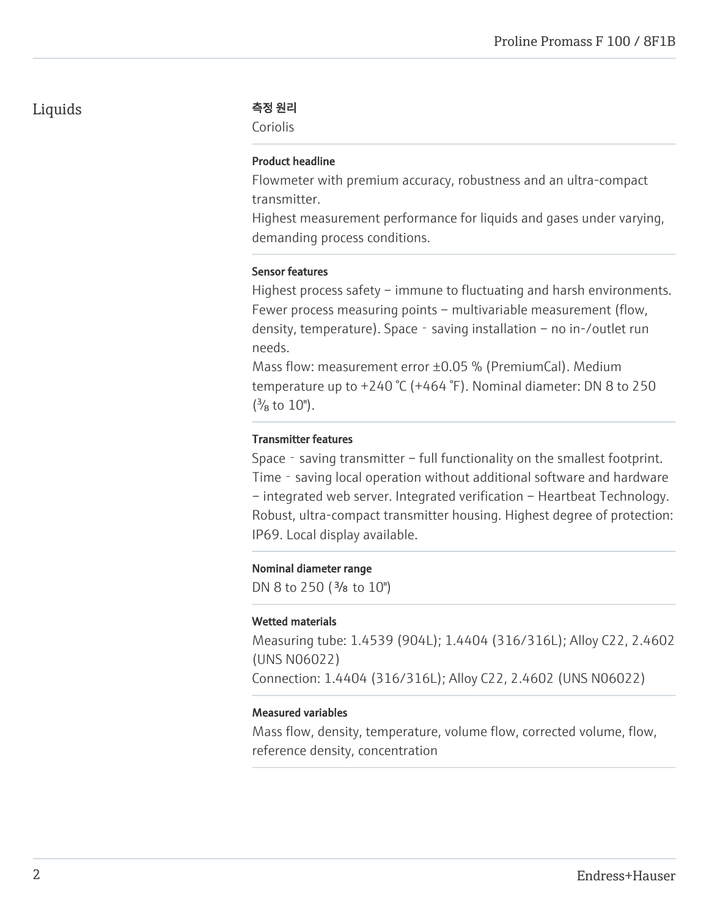## Liquids

### 측정 원리

Coriolis

### Product headline

Flowmeter with premium accuracy, robustness and an ultra-compact transmitter.
Highest measurement performance for liquids and gases under varying, demanding process conditions.

### Sensor features

Highest process safety – immune to fluctuating and harsh environments. Fewer process measuring points – multivariable measurement (flow, density, temperature). Space‐saving installation – no in-/outlet run needs.
Mass flow: measurement error ±0.05 % (PremiumCal). Medium temperature up to +240 °C (+464 °F). Nominal diameter: DN 8 to 250 (⅜ to 10").

### Transmitter features

Space‐saving transmitter – full functionality on the smallest footprint. Time‐saving local operation without additional software and hardware – integrated web server. Integrated verification – Heartbeat Technology. Robust, ultra-compact transmitter housing. Highest degree of protection: IP69. Local display available.

### Nominal diameter range

DN 8 to 250 (⅜ to 10")

### Wetted materials

Measuring tube: 1.4539 (904L); 1.4404 (316/316L); Alloy C22, 2.4602 (UNS N06022)
Connection: 1.4404 (316/316L); Alloy C22, 2.4602 (UNS N06022)

### Measured variables

Mass flow, density, temperature, volume flow, corrected volume, flow, reference density, concentration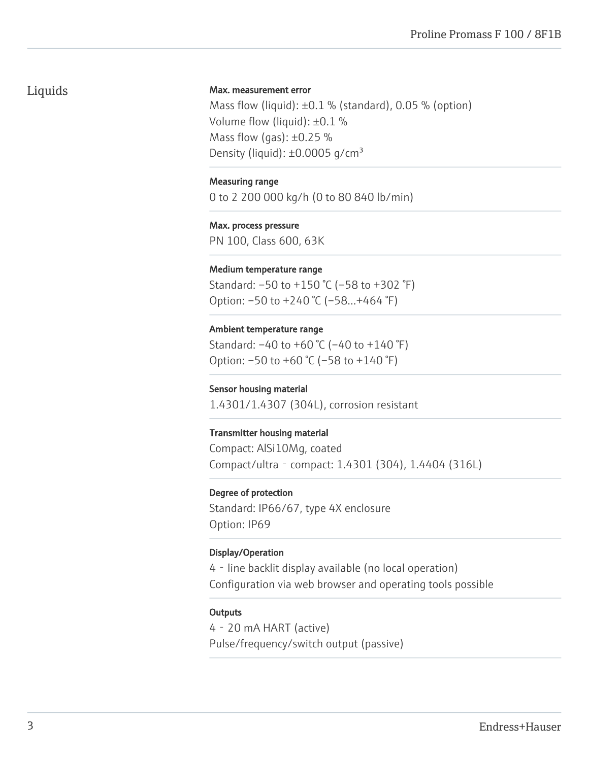## Liquids

**Max. measurement error**

Mass flow (liquid): ±0.1 % (standard), 0.05 % (option)
Volume flow (liquid): ±0.1 %
Mass flow (gas): ±0.25 %
Density (liquid): ±0.0005 g/cm³

**Measuring range**

0 to 2 200 000 kg/h (0 to 80 840 lb/min)

**Max. process pressure**

PN 100, Class 600, 63K

**Medium temperature range**

Standard: −50 to +150 °C (−58 to +302 °F)
Option: −50 to +240 °C (−58...+464 °F)

**Ambient temperature range**

Standard: −40 to +60 °C (−40 to +140 °F)
Option: −50 to +60 °C (−58 to +140 °F)

**Sensor housing material**

1.4301/1.4307 (304L), corrosion resistant

**Transmitter housing material**

Compact: AlSi10Mg, coated
Compact/ultra‐compact: 1.4301 (304), 1.4404 (316L)

**Degree of protection**

Standard: IP66/67, type 4X enclosure
Option: IP69

**Display/Operation**

4‐line backlit display available (no local operation)
Configuration via web browser and operating tools possible

**Outputs**

4‐20 mA HART (active)
Pulse/frequency/switch output (passive)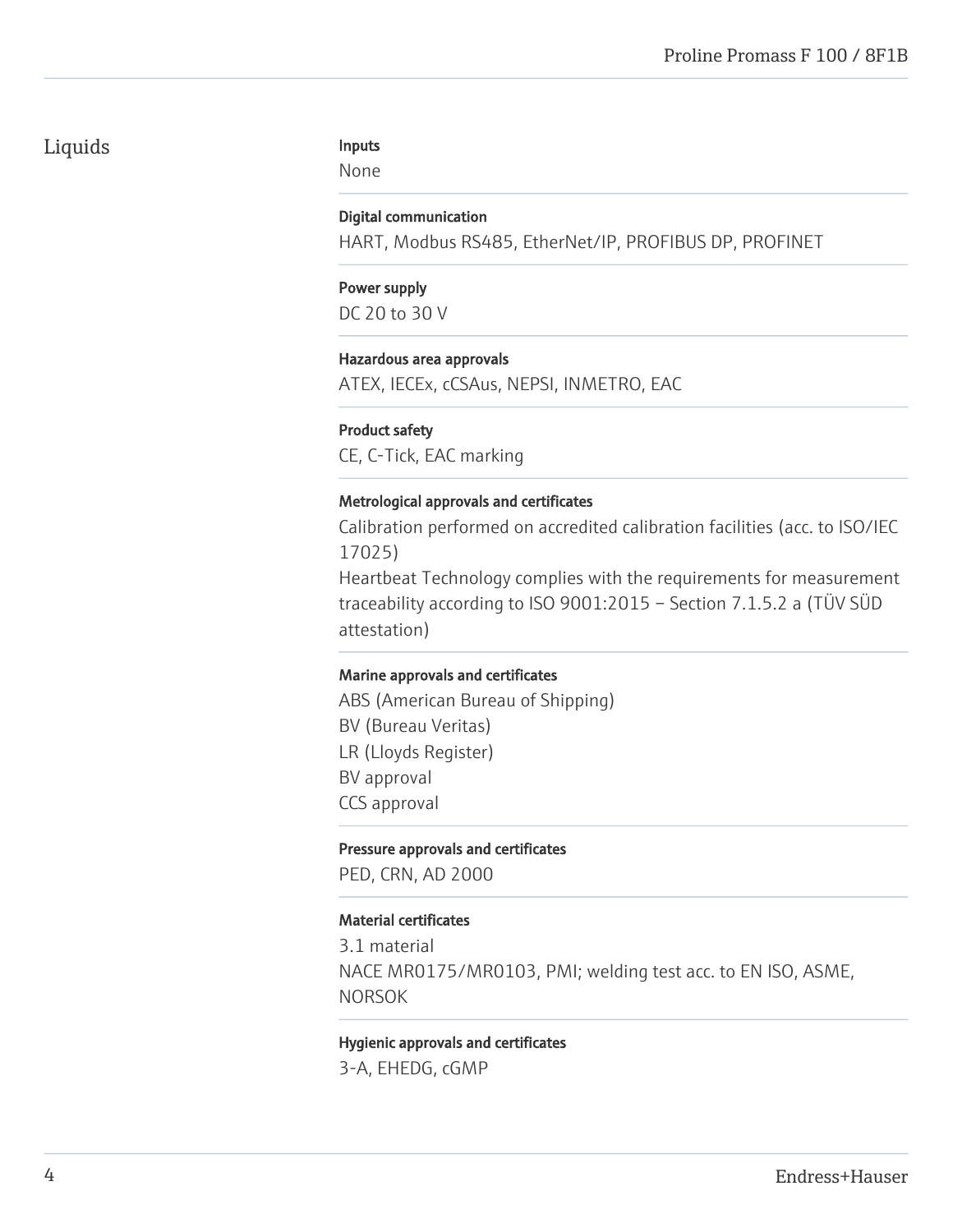## Liquids

**Inputs**

None

**Digital communication**

HART, Modbus RS485, EtherNet/IP, PROFIBUS DP, PROFINET

**Power supply**

DC 20 to 30 V

**Hazardous area approvals**

ATEX, IECEx, cCSAus, NEPSI, INMETRO, EAC

**Product safety**

CE, C-Tick, EAC marking

**Metrological approvals and certificates**

Calibration performed on accredited calibration facilities (acc. to ISO/IEC 17025)
Heartbeat Technology complies with the requirements for measurement traceability according to ISO 9001:2015 – Section 7.1.5.2 a (TÜV SÜD attestation)

**Marine approvals and certificates**

ABS (American Bureau of Shipping)
BV (Bureau Veritas)
LR (Lloyds Register)
BV approval
CCS approval

**Pressure approvals and certificates**

PED, CRN, AD 2000

**Material certificates**

3.1 material
NACE MR0175/MR0103, PMI; welding test acc. to EN ISO, ASME, NORSOK

**Hygienic approvals and certificates**

3-A, EHEDG, cGMP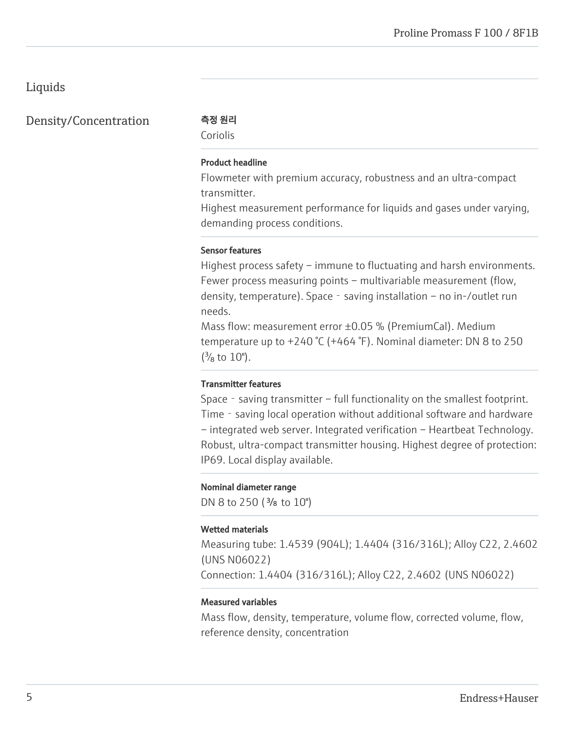## Liquids

### Density/Concentration

**측정 원리**
Coriolis

**Product headline**
Flowmeter with premium accuracy, robustness and an ultra-compact transmitter.
Highest measurement performance for liquids and gases under varying, demanding process conditions.

**Sensor features**
Highest process safety – immune to fluctuating and harsh environments. Fewer process measuring points – multivariable measurement (flow, density, temperature). Space‐saving installation – no in-/outlet run needs.
Mass flow: measurement error ±0.05 % (PremiumCal). Medium temperature up to +240 °C (+464 °F). Nominal diameter: DN 8 to 250 (⅜ to 10").

**Transmitter features**
Space‐saving transmitter – full functionality on the smallest footprint. Time‐saving local operation without additional software and hardware – integrated web server. Integrated verification – Heartbeat Technology. Robust, ultra-compact transmitter housing. Highest degree of protection: IP69. Local display available.

**Nominal diameter range**
DN 8 to 250 (⅜ to 10")

**Wetted materials**
Measuring tube: 1.4539 (904L); 1.4404 (316/316L); Alloy C22, 2.4602 (UNS N06022)
Connection: 1.4404 (316/316L); Alloy C22, 2.4602 (UNS N06022)

**Measured variables**
Mass flow, density, temperature, volume flow, corrected volume, flow, reference density, concentration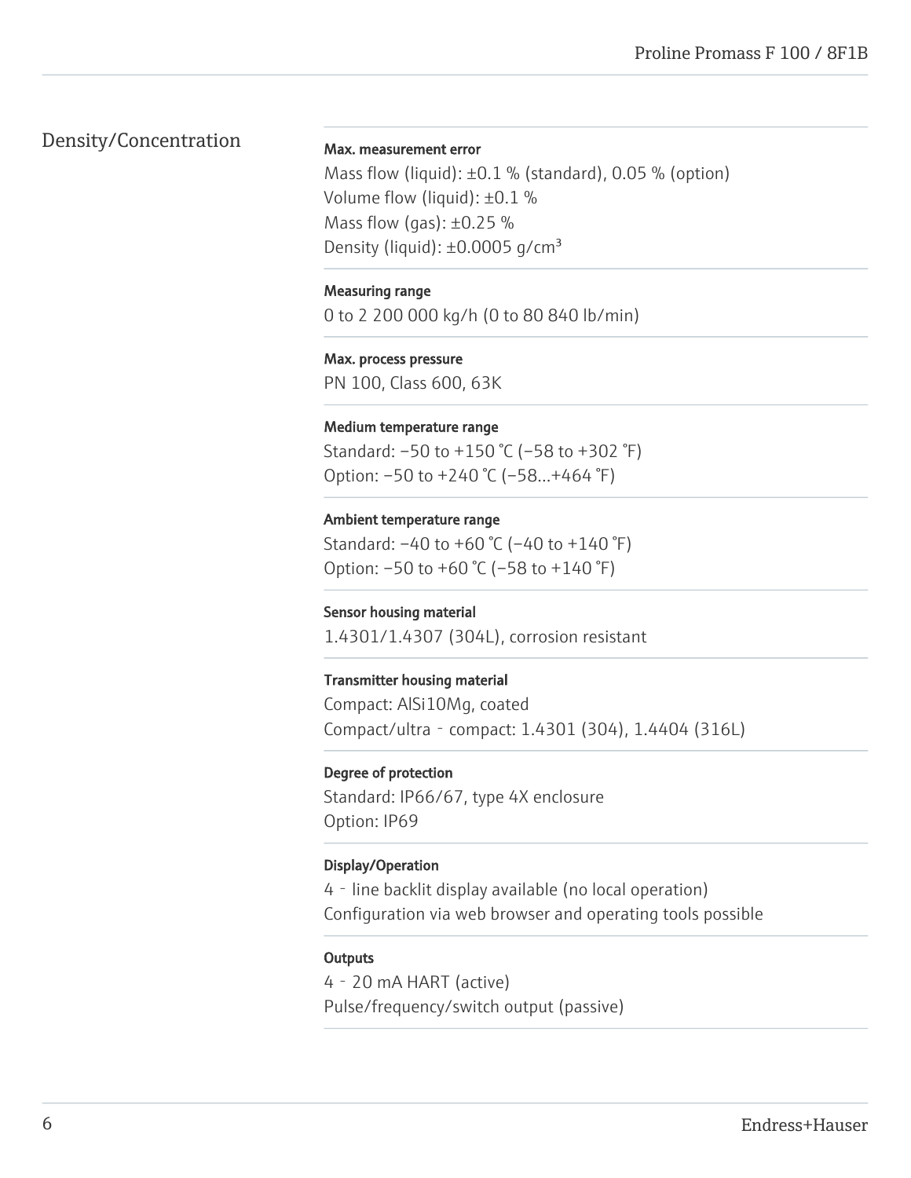## Density/Concentration

**Max. measurement error**

Mass flow (liquid): ±0.1 % (standard), 0.05 % (option)
Volume flow (liquid): ±0.1 %
Mass flow (gas): ±0.25 %
Density (liquid): ±0.0005 g/cm³

**Measuring range**

0 to 2 200 000 kg/h (0 to 80 840 lb/min)

**Max. process pressure**

PN 100, Class 600, 63K

**Medium temperature range**

Standard: −50 to +150 °C (−58 to +302 °F)
Option: −50 to +240 °C (−58...+464 °F)

**Ambient temperature range**

Standard: −40 to +60 °C (−40 to +140 °F)
Option: −50 to +60 °C (−58 to +140 °F)

**Sensor housing material**

1.4301/1.4307 (304L), corrosion resistant

**Transmitter housing material**

Compact: AlSi10Mg, coated
Compact/ultra - compact: 1.4301 (304), 1.4404 (316L)

**Degree of protection**

Standard: IP66/67, type 4X enclosure
Option: IP69

**Display/Operation**

4 - line backlit display available (no local operation)
Configuration via web browser and operating tools possible

**Outputs**

4 - 20 mA HART (active)
Pulse/frequency/switch output (passive)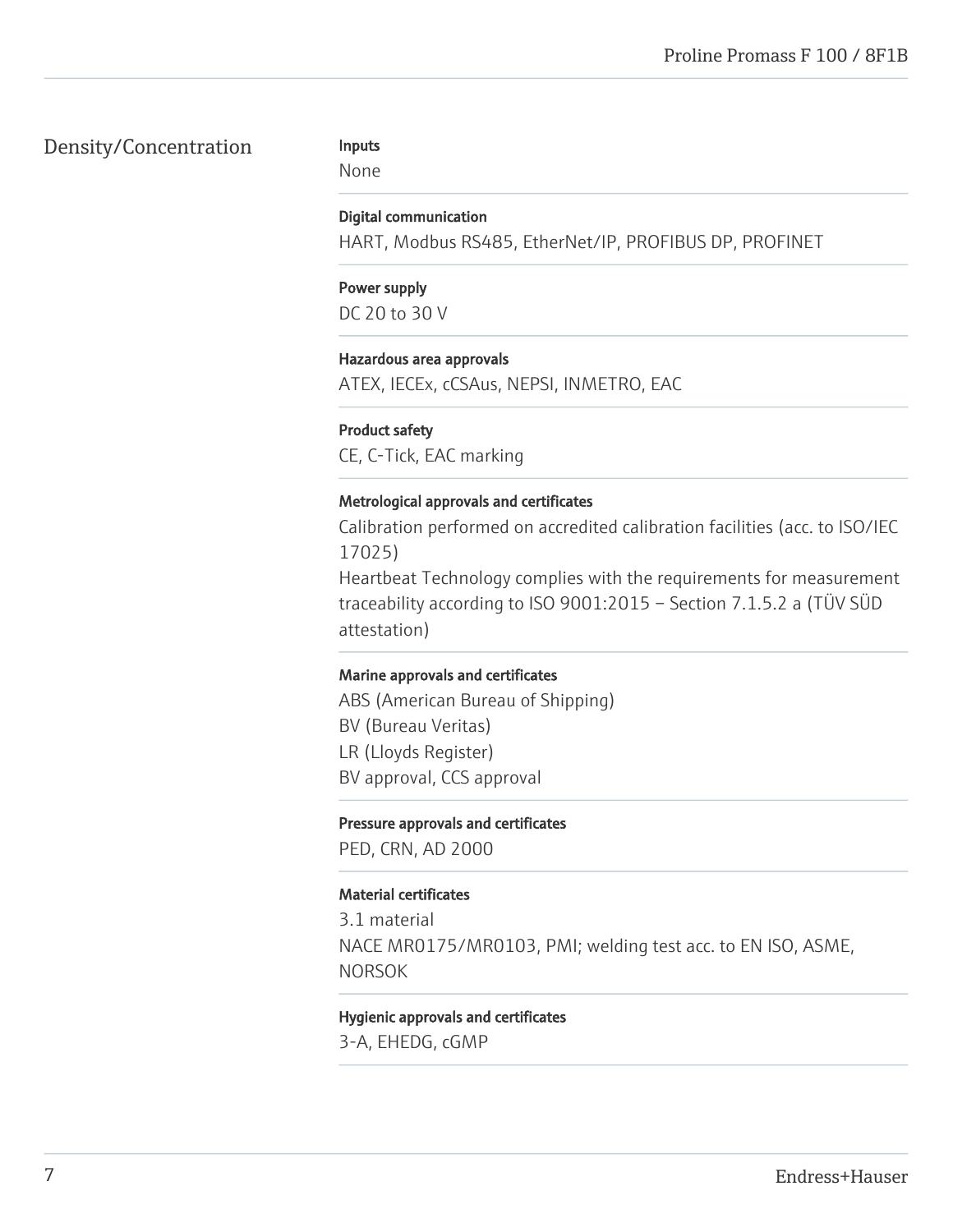## Density/Concentration

**Inputs**

None

**Digital communication**

HART, Modbus RS485, EtherNet/IP, PROFIBUS DP, PROFINET

**Power supply**

DC 20 to 30 V

**Hazardous area approvals**

ATEX, IECEx, cCSAus, NEPSI, INMETRO, EAC

**Product safety**

CE, C-Tick, EAC marking

**Metrological approvals and certificates**

Calibration performed on accredited calibration facilities (acc. to ISO/IEC 17025)
Heartbeat Technology complies with the requirements for measurement traceability according to ISO 9001:2015 – Section 7.1.5.2 a (TÜV SÜD attestation)

**Marine approvals and certificates**

ABS (American Bureau of Shipping)
BV (Bureau Veritas)
LR (Lloyds Register)
BV approval, CCS approval

**Pressure approvals and certificates**

PED, CRN, AD 2000

**Material certificates**

3.1 material
NACE MR0175/MR0103, PMI; welding test acc. to EN ISO, ASME, NORSOK

**Hygienic approvals and certificates**

3-A, EHEDG, cGMP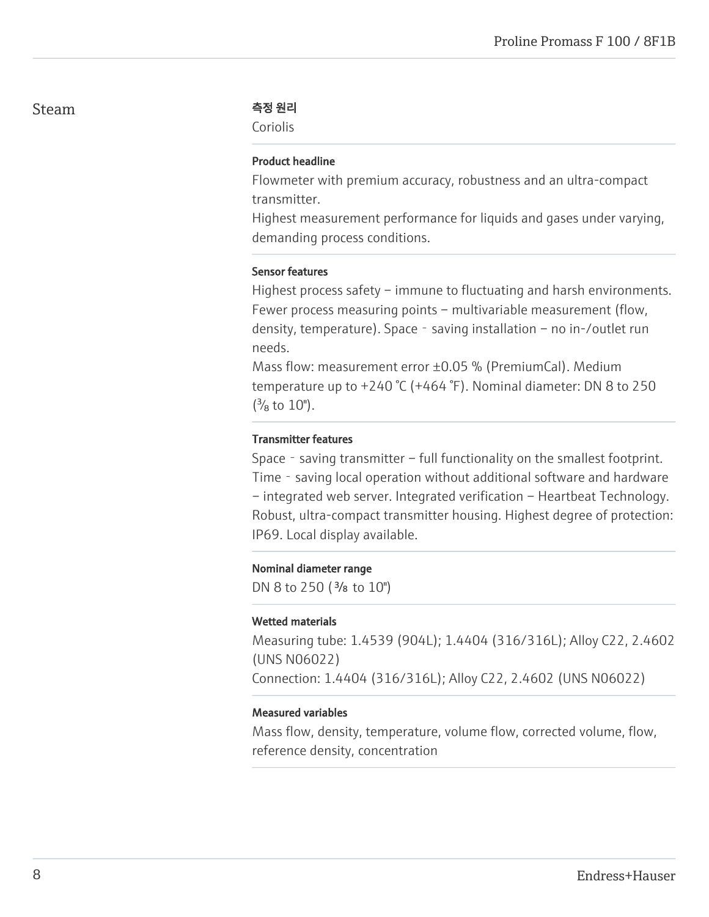## Steam

**측정 원리**

Coriolis

**Product headline**

Flowmeter with premium accuracy, robustness and an ultra-compact transmitter.
Highest measurement performance for liquids and gases under varying, demanding process conditions.

**Sensor features**

Highest process safety – immune to fluctuating and harsh environments. Fewer process measuring points – multivariable measurement (flow, density, temperature). Space‐saving installation – no in-/outlet run needs.
Mass flow: measurement error ±0.05 % (PremiumCal). Medium temperature up to +240 °C (+464 °F). Nominal diameter: DN 8 to 250 (⅜ to 10").

**Transmitter features**

Space‐saving transmitter – full functionality on the smallest footprint. Time‐saving local operation without additional software and hardware – integrated web server. Integrated verification – Heartbeat Technology. Robust, ultra-compact transmitter housing. Highest degree of protection: IP69. Local display available.

**Nominal diameter range**

DN 8 to 250 (⅜ to 10")

**Wetted materials**

Measuring tube: 1.4539 (904L); 1.4404 (316/316L); Alloy C22, 2.4602 (UNS N06022)
Connection: 1.4404 (316/316L); Alloy C22, 2.4602 (UNS N06022)

**Measured variables**

Mass flow, density, temperature, volume flow, corrected volume, flow, reference density, concentration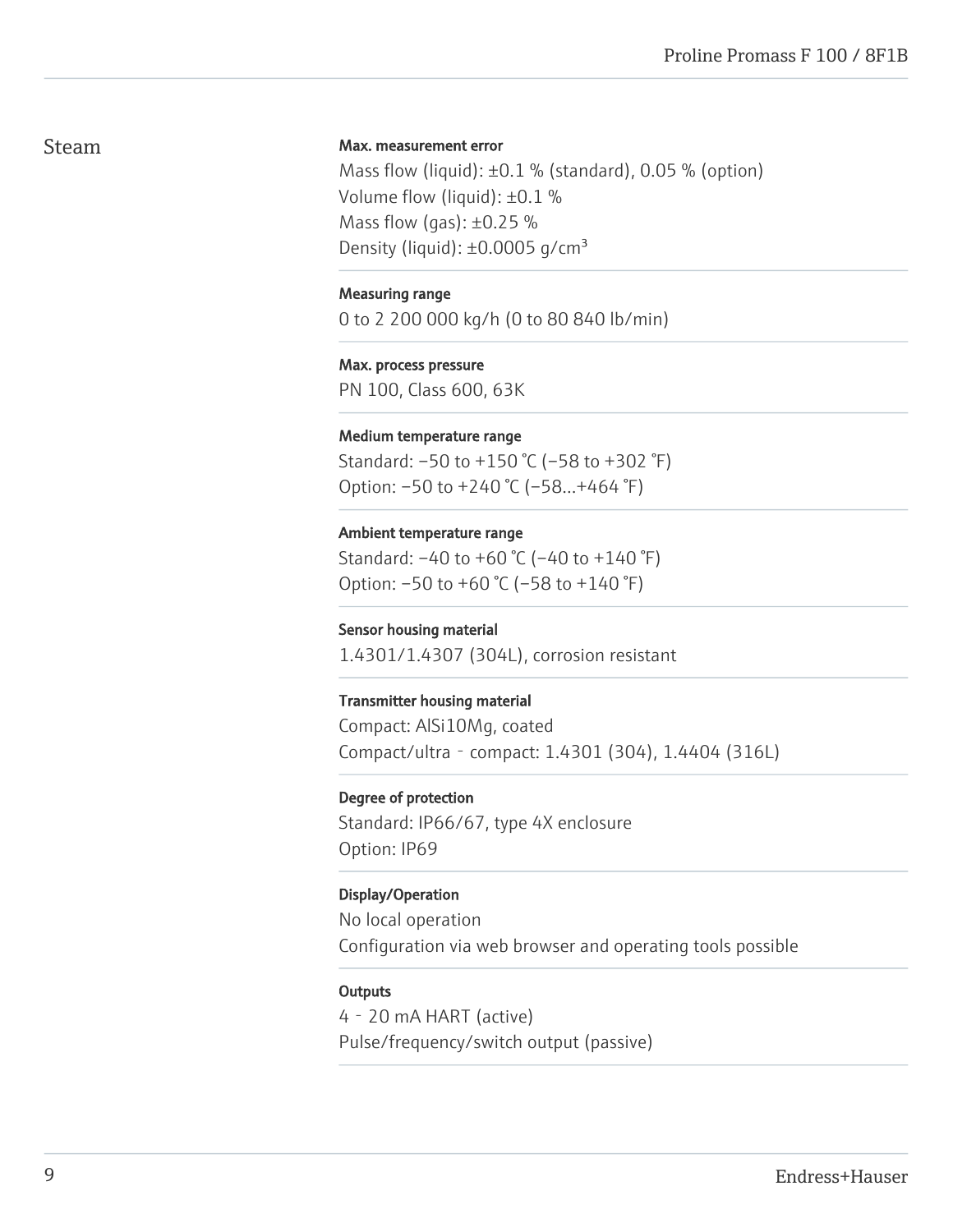## Steam

**Max. measurement error**

Mass flow (liquid): ±0.1 % (standard), 0.05 % (option)
Volume flow (liquid): ±0.1 %
Mass flow (gas): ±0.25 %
Density (liquid): ±0.0005 g/cm³

**Measuring range**

0 to 2 200 000 kg/h (0 to 80 840 lb/min)

**Max. process pressure**

PN 100, Class 600, 63K

**Medium temperature range**

Standard: −50 to +150 °C (−58 to +302 °F)
Option: −50 to +240 °C (−58...+464 °F)

**Ambient temperature range**

Standard: −40 to +60 °C (−40 to +140 °F)
Option: −50 to +60 °C (−58 to +140 °F)

**Sensor housing material**

1.4301/1.4307 (304L), corrosion resistant

**Transmitter housing material**

Compact: AlSi10Mg, coated
Compact/ultra - compact: 1.4301 (304), 1.4404 (316L)

**Degree of protection**

Standard: IP66/67, type 4X enclosure
Option: IP69

**Display/Operation**

No local operation
Configuration via web browser and operating tools possible

**Outputs**

4 - 20 mA HART (active)
Pulse/frequency/switch output (passive)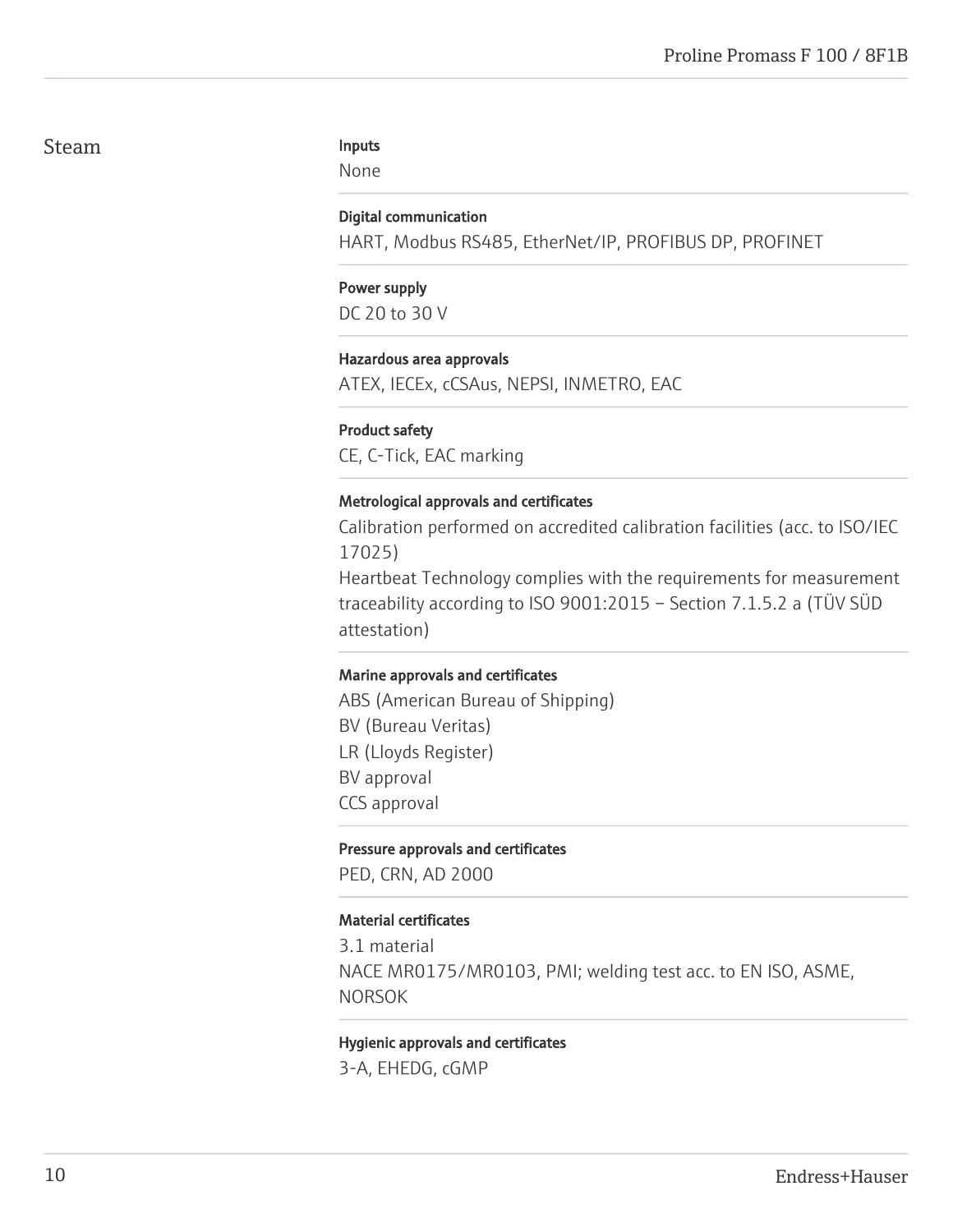## Steam

**Inputs**

None

**Digital communication**

HART, Modbus RS485, EtherNet/IP, PROFIBUS DP, PROFINET

**Power supply**

DC 20 to 30 V

**Hazardous area approvals**

ATEX, IECEx, cCSAus, NEPSI, INMETRO, EAC

**Product safety**

CE, C-Tick, EAC marking

**Metrological approvals and certificates**

Calibration performed on accredited calibration facilities (acc. to ISO/IEC 17025)
Heartbeat Technology complies with the requirements for measurement traceability according to ISO 9001:2015 – Section 7.1.5.2 a (TÜV SÜD attestation)

**Marine approvals and certificates**

ABS (American Bureau of Shipping)
BV (Bureau Veritas)
LR (Lloyds Register)
BV approval
CCS approval

**Pressure approvals and certificates**

PED, CRN, AD 2000

**Material certificates**

3.1 material
NACE MR0175/MR0103, PMI; welding test acc. to EN ISO, ASME, NORSOK

**Hygienic approvals and certificates**

3-A, EHEDG, cGMP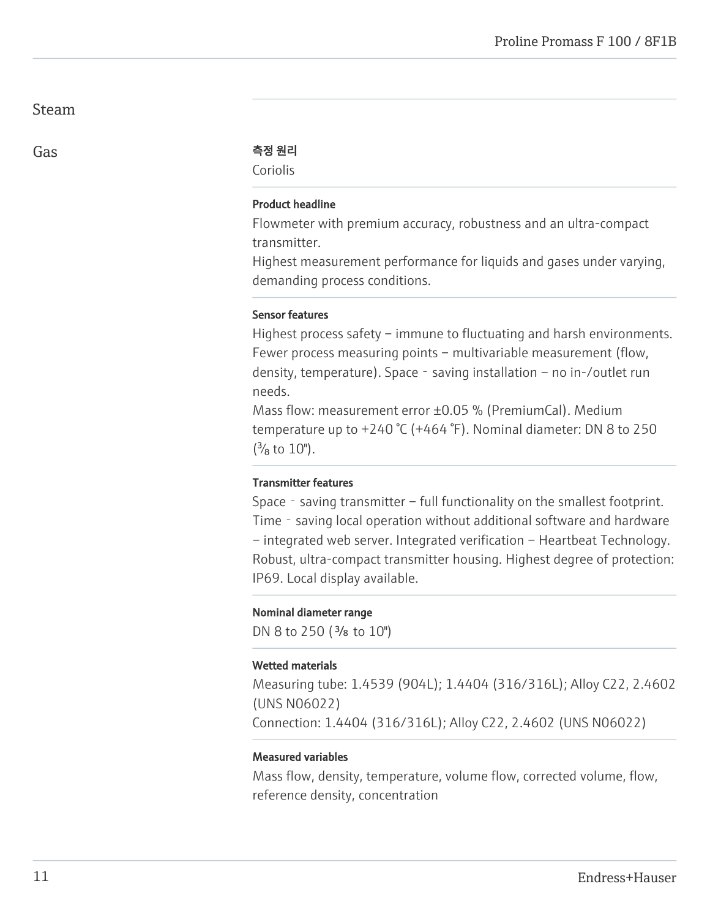Steam

Gas

**측정 원리**

Coriolis

**Product headline**

Flowmeter with premium accuracy, robustness and an ultra-compact transmitter.
Highest measurement performance for liquids and gases under varying, demanding process conditions.

**Sensor features**

Highest process safety – immune to fluctuating and harsh environments. Fewer process measuring points – multivariable measurement (flow, density, temperature). Space‐saving installation – no in-/outlet run needs.
Mass flow: measurement error ±0.05 % (PremiumCal). Medium temperature up to +240 °C (+464 °F). Nominal diameter: DN 8 to 250 (⅜ to 10").

**Transmitter features**

Space‐saving transmitter – full functionality on the smallest footprint. Time‐saving local operation without additional software and hardware – integrated web server. Integrated verification – Heartbeat Technology. Robust, ultra-compact transmitter housing. Highest degree of protection: IP69. Local display available.

**Nominal diameter range**

DN 8 to 250 (⅜ to 10")

**Wetted materials**

Measuring tube: 1.4539 (904L); 1.4404 (316/316L); Alloy C22, 2.4602 (UNS N06022)
Connection: 1.4404 (316/316L); Alloy C22, 2.4602 (UNS N06022)

**Measured variables**

Mass flow, density, temperature, volume flow, corrected volume, flow, reference density, concentration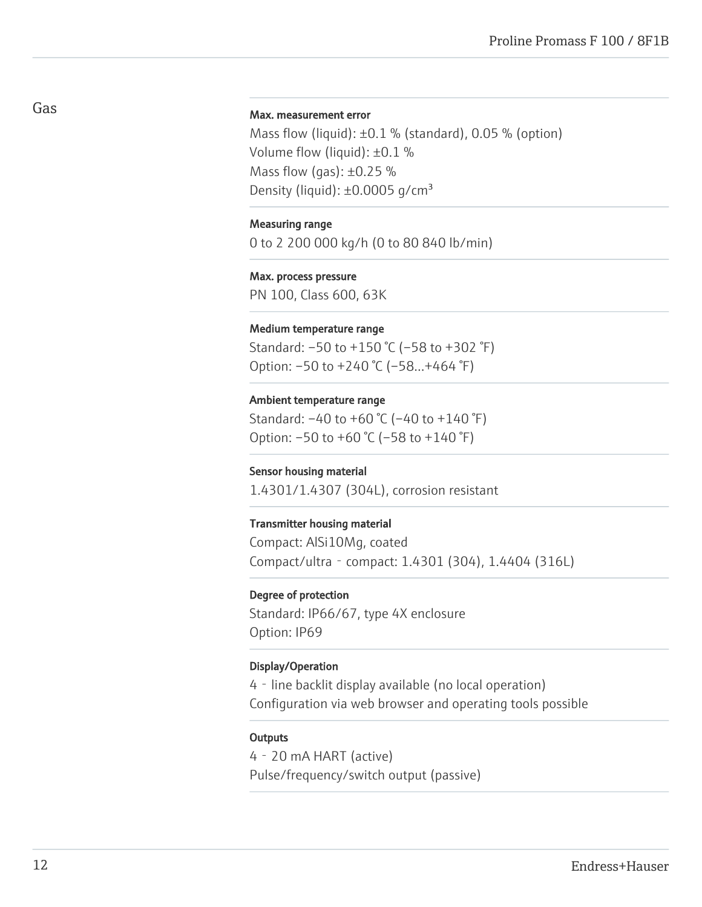## Gas

**Max. measurement error**
Mass flow (liquid): ±0.1 % (standard), 0.05 % (option)
Volume flow (liquid): ±0.1 %
Mass flow (gas): ±0.25 %
Density (liquid): ±0.0005 g/cm³

**Measuring range**
0 to 2 200 000 kg/h (0 to 80 840 lb/min)

**Max. process pressure**
PN 100, Class 600, 63K

**Medium temperature range**
Standard: −50 to +150 °C (−58 to +302 °F)
Option: −50 to +240 °C (−58...+464 °F)

**Ambient temperature range**
Standard: −40 to +60 °C (−40 to +140 °F)
Option: −50 to +60 °C (−58 to +140 °F)

**Sensor housing material**
1.4301/1.4307 (304L), corrosion resistant

**Transmitter housing material**
Compact: AlSi10Mg, coated
Compact/ultra‐compact: 1.4301 (304), 1.4404 (316L)

**Degree of protection**
Standard: IP66/67, type 4X enclosure
Option: IP69

**Display/Operation**
4‐line backlit display available (no local operation)
Configuration via web browser and operating tools possible

**Outputs**
4‐20 mA HART (active)
Pulse/frequency/switch output (passive)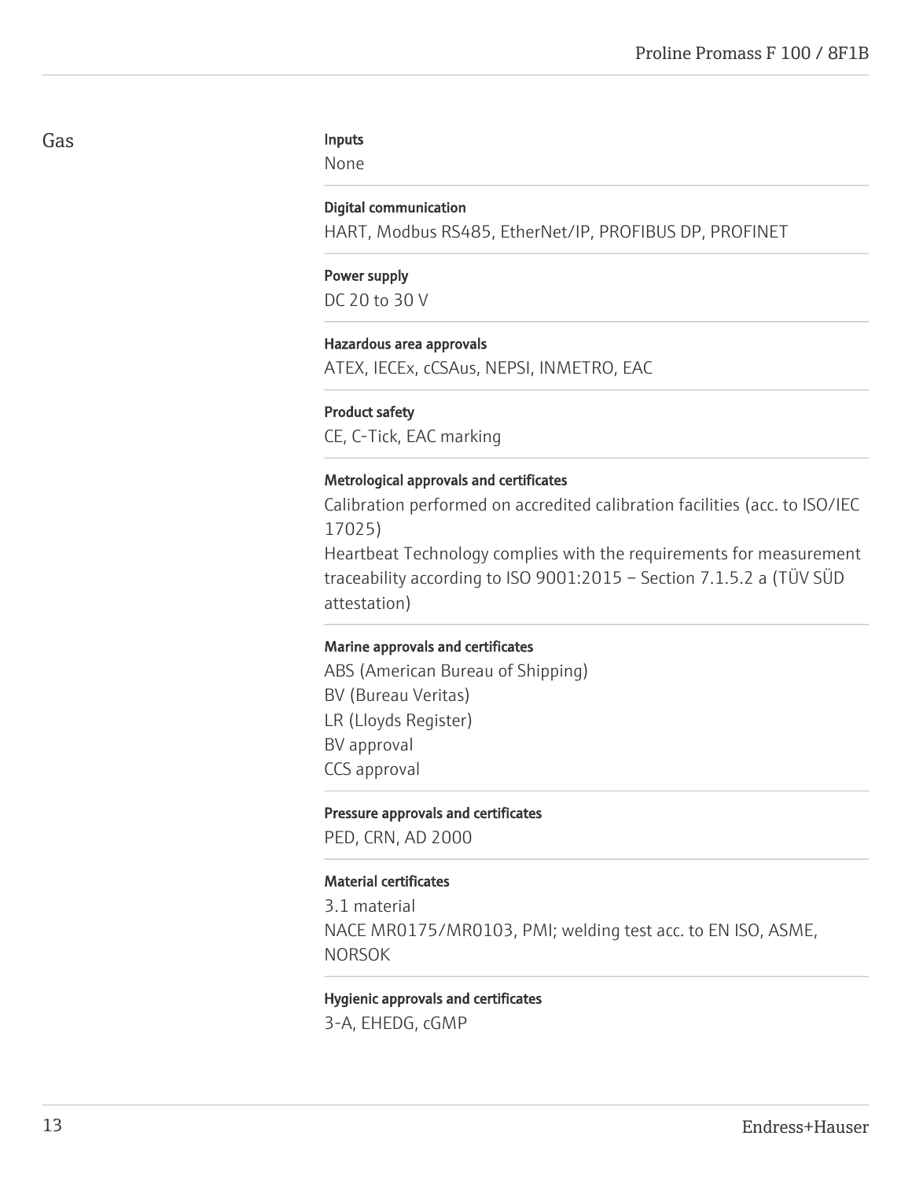## Gas

**Inputs**
None

**Digital communication**
HART, Modbus RS485, EtherNet/IP, PROFIBUS DP, PROFINET

**Power supply**
DC 20 to 30 V

**Hazardous area approvals**
ATEX, IECEx, cCSAus, NEPSI, INMETRO, EAC

**Product safety**
CE, C-Tick, EAC marking

**Metrological approvals and certificates**
Calibration performed on accredited calibration facilities (acc. to ISO/IEC 17025)
Heartbeat Technology complies with the requirements for measurement traceability according to ISO 9001:2015 – Section 7.1.5.2 a (TÜV SÜD attestation)

**Marine approvals and certificates**
ABS (American Bureau of Shipping)
BV (Bureau Veritas)
LR (Lloyds Register)
BV approval
CCS approval

**Pressure approvals and certificates**
PED, CRN, AD 2000

**Material certificates**
3.1 material
NACE MR0175/MR0103, PMI; welding test acc. to EN ISO, ASME, NORSOK

**Hygienic approvals and certificates**
3-A, EHEDG, cGMP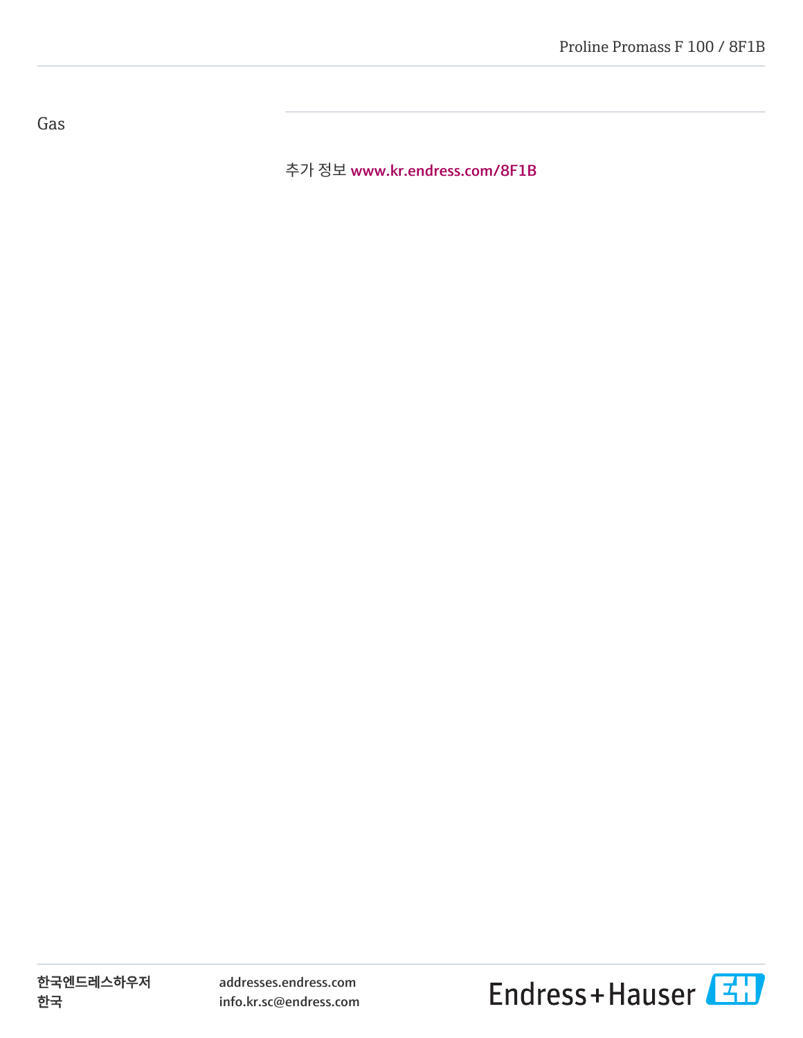Gas

추가 정보 www.kr.endress.com/8F1B

한국엔드레스하우저
한국

addresses.endress.com
info.kr.sc@endress.com

Endress+Hauser